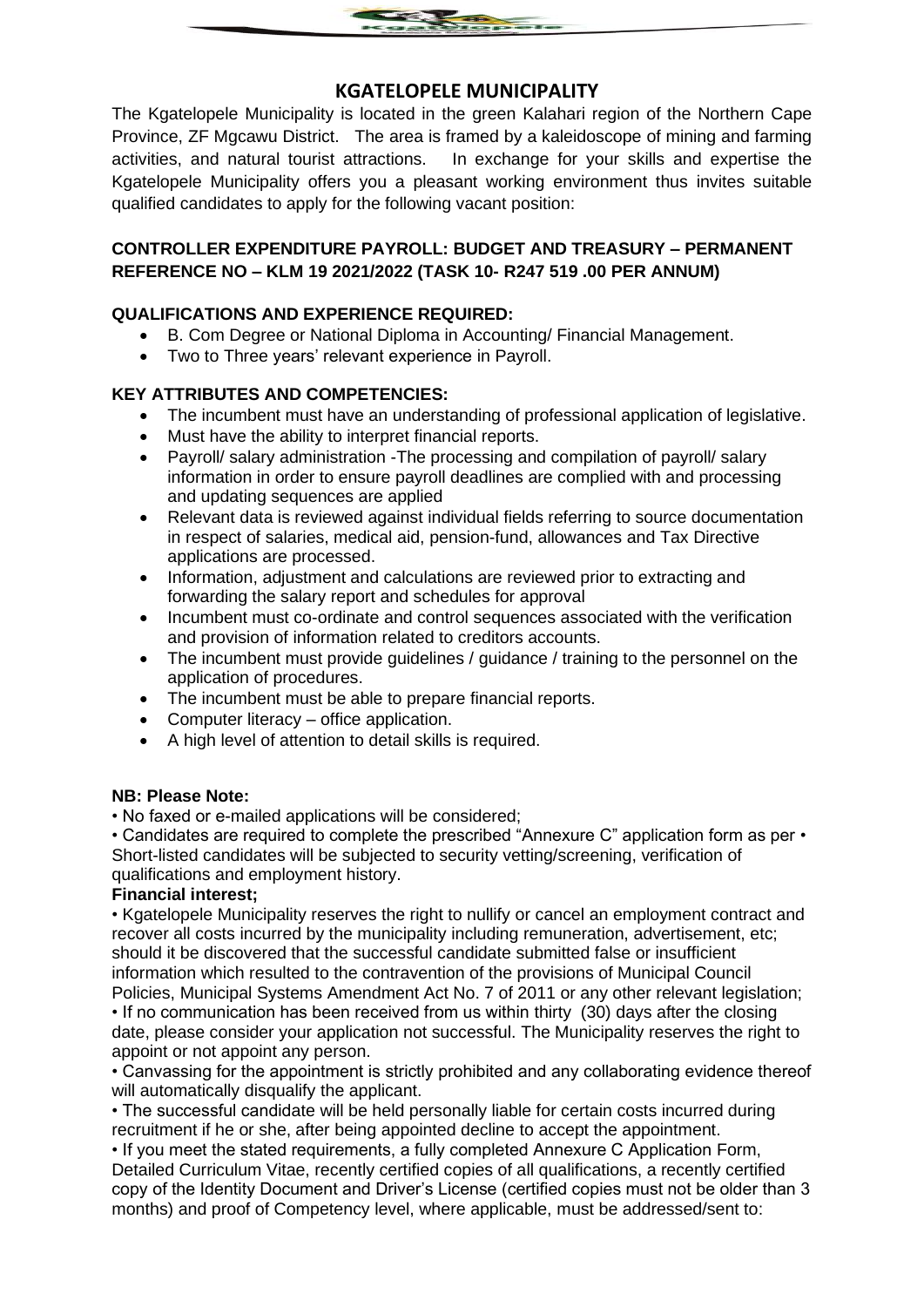# KGATELOPELE MUNICIPALITY

The Kgatelopele Municipality is located in the green Kalahari region of the Northern Cape Province, ZF Mgcawu District. The area is framed by a kaleidoscope of mining and farming activities, and natural tourist attractions. In exchange for your skills and expertise the Kgatelopele Municipality offers you a pleasant working environment thus invites suitable qualified candidates to apply for the following vacant position:

**CONTROLLER EXPENDITURE PAYROLL: BUDGET AND TREASURY – PERMANENT REFERENCE NO – KLM 19 2021/2022 (TASK 10- R247 519 .00 PER ANNUM)**

**QUALIFICATIONS AND EXPERIENCE REQUIRED:**

- B. Com Degree or National Diploma in Accounting/ Financial Management.
- Two to Three years' relevant experience in Payroll.

**KEY ATTRIBUTES AND COMPETENCIES:**

- The incumbent must have an understanding of professional application of legislative.
- Must have the ability to interpret financial reports.
- Payroll/ salary administration -The processing and compilation of payroll/ salary information in order to ensure payroll deadlines are complied with and processing and updating sequences are applied
- Relevant data is reviewed against individual fields referring to source documentation in respect of salaries, medical aid, pension-fund, allowances and Tax Directive applications are processed.
- Information, adjustment and calculations are reviewed prior to extracting and forwarding the salary report and schedules for approval
- Incumbent must co-ordinate and control sequences associated with the verification and provision of information related to creditors accounts.
- The incumbent must provide guidelines / guidance / training to the personnel on the application of procedures.
- The incumbent must be able to prepare financial reports.
- Computer literacy – office application.
- A high level of attention to detail skills is required.

**NB: Please Note:**

• No faxed or e-mailed applications will be considered;

• Candidates are required to complete the prescribed "Annexure C" application form as per • Short-listed candidates will be subjected to security vetting/screening, verification of qualifications and employment history.

**Financial interest;**

• Kgatelopele Municipality reserves the right to nullify or cancel an employment contract and recover all costs incurred by the municipality including remuneration, advertisement, etc; should it be discovered that the successful candidate submitted false or insufficient information which resulted to the contravention of the provisions of Municipal Council Policies, Municipal Systems Amendment Act No. 7 of 2011 or any other relevant legislation;

• If no communication has been received from us within thirty (30) days after the closing date, please consider your application not successful. The Municipality reserves the right to appoint or not appoint any person.

• Canvassing for the appointment is strictly prohibited and any collaborating evidence thereof will automatically disqualify the applicant.

• The successful candidate will be held personally liable for certain costs incurred during recruitment if he or she, after being appointed decline to accept the appointment.

• If you meet the stated requirements, a fully completed Annexure C Application Form, Detailed Curriculum Vitae, recently certified copies of all qualifications, a recently certified copy of the Identity Document and Driver's License (certified copies must not be older than 3 months) and proof of Competency level, where applicable, must be addressed/sent to: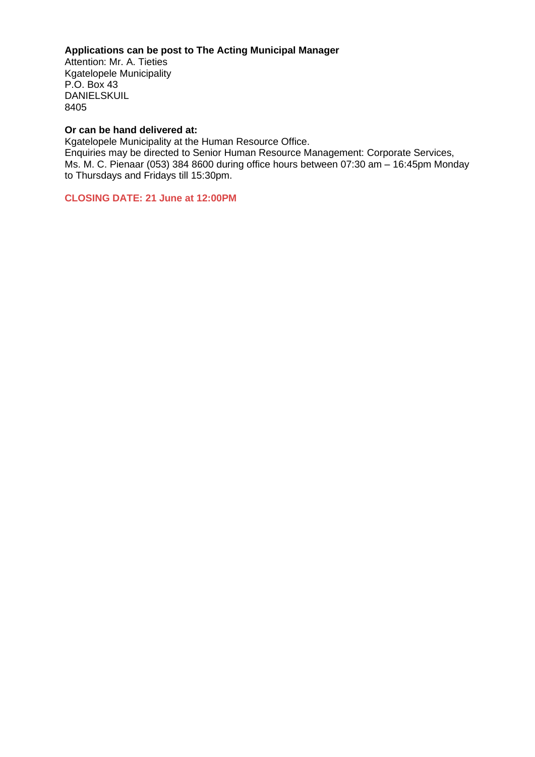**Applications can be post to The Acting Municipal Manager**
Attention: Mr. A. Tieties
Kgatelopele Municipality
P.O. Box 43
DANIELSKUIL
8405

**Or can be hand delivered at:**
Kgatelopele Municipality at the Human Resource Office.
Enquiries may be directed to Senior Human Resource Management: Corporate Services, Ms. M. C. Pienaar (053) 384 8600 during office hours between 07:30 am – 16:45pm Monday to Thursdays and Fridays till 15:30pm.

**CLOSING DATE: 21 June at 12:00PM**